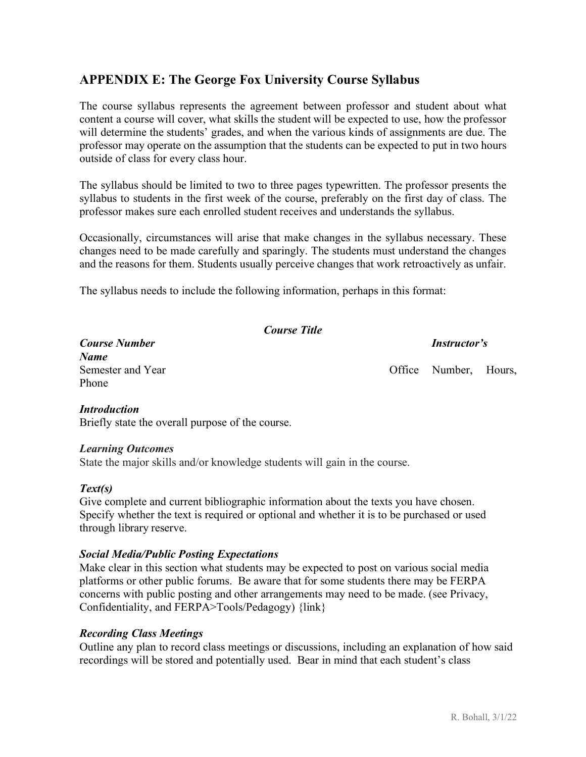## APPENDIX E: The George Fox University Course Syllabus

The course syllabus represents the agreement between professor and student about what content a course will cover, what skills the student will be expected to use, how the professor will determine the students' grades, and when the various kinds of assignments are due. The professor may operate on the assumption that the students can be expected to put in two hours outside of class for every class hour.

The syllabus should be limited to two to three pages typewritten. The professor presents the syllabus to students in the first week of the course, preferably on the first day of class. The professor makes sure each enrolled student receives and understands the syllabus.

Occasionally, circumstances will arise that make changes in the syllabus necessary. These changes need to be made carefully and sparingly. The students must understand the changes and the reasons for them. Students usually perceive changes that work retroactively as unfair.

The syllabus needs to include the following information, perhaps in this format:

***Course Title***

***Course Number*** ***Instructor's Name***
Semester and Year Office Number, Hours, Phone

***Introduction***
Briefly state the overall purpose of the course.

***Learning Outcomes***
State the major skills and/or knowledge students will gain in the course.

***Text(s)***
Give complete and current bibliographic information about the texts you have chosen. Specify whether the text is required or optional and whether it is to be purchased or used through library reserve.

***Social Media/Public Posting Expectations***
Make clear in this section what students may be expected to post on various social media platforms or other public forums. Be aware that for some students there may be FERPA concerns with public posting and other arrangements may need to be made. (see Privacy, Confidentiality, and FERPA>Tools/Pedagogy) {link}

***Recording Class Meetings***
Outline any plan to record class meetings or discussions, including an explanation of how said recordings will be stored and potentially used. Bear in mind that each student's class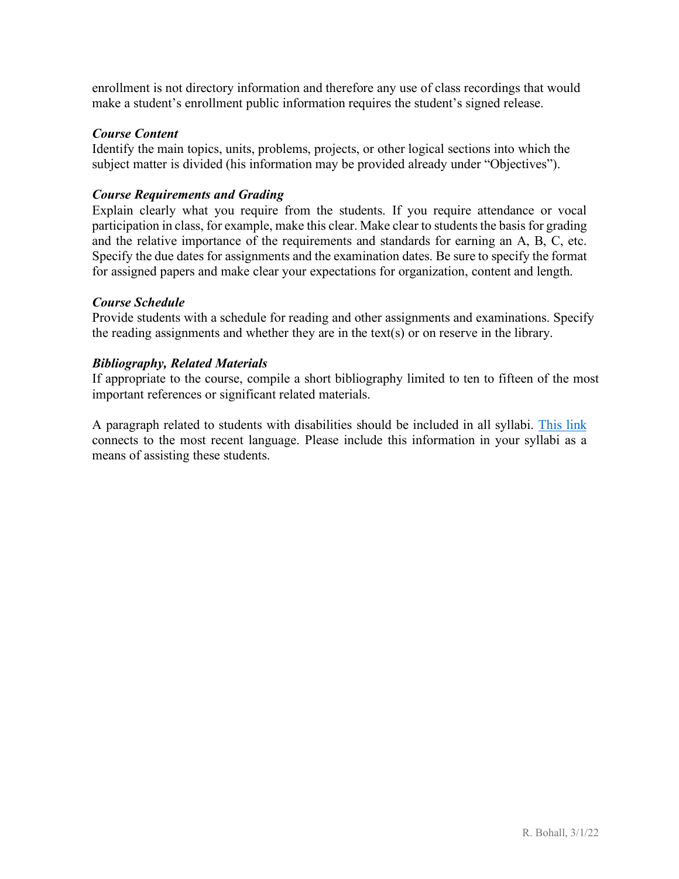enrollment is not directory information and therefore any use of class recordings that would make a student's enrollment public information requires the student's signed release.

***Course Content***
Identify the main topics, units, problems, projects, or other logical sections into which the subject matter is divided (his information may be provided already under "Objectives").

***Course Requirements and Grading***
Explain clearly what you require from the students. If you require attendance or vocal participation in class, for example, make this clear. Make clear to students the basis for grading and the relative importance of the requirements and standards for earning an A, B, C, etc. Specify the due dates for assignments and the examination dates. Be sure to specify the format for assigned papers and make clear your expectations for organization, content and length.

***Course Schedule***
Provide students with a schedule for reading and other assignments and examinations. Specify the reading assignments and whether they are in the text(s) or on reserve in the library.

***Bibliography, Related Materials***
If appropriate to the course, compile a short bibliography limited to ten to fifteen of the most important references or significant related materials.

A paragraph related to students with disabilities should be included in all syllabi. This link connects to the most recent language. Please include this information in your syllabi as a means of assisting these students.

R. Bohall, 3/1/22